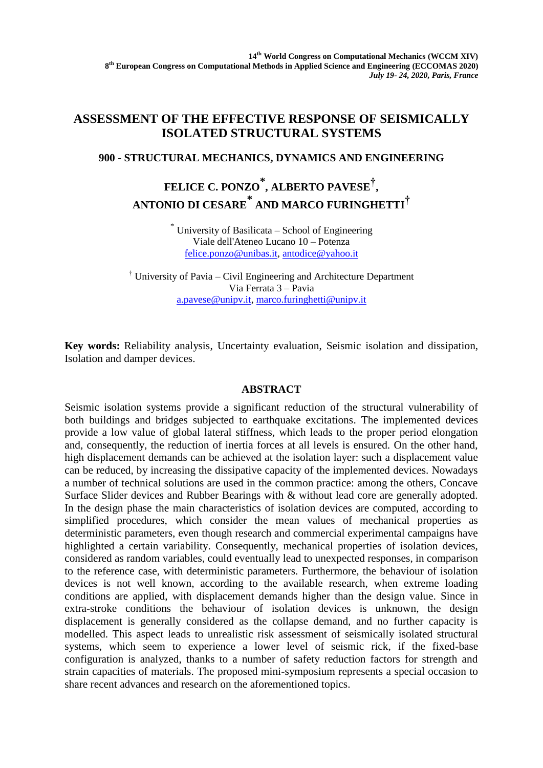# ASSESSMENT OF THE EFFECTIVE RESPONSE OF SEISMICALLY ISOLATED STRUCTURAL SYSTEMS

## 900 - STRUCTURAL MECHANICS, DYNAMICS AND ENGINEERING

**FELICE C. PONZO[*], ALBERTO PAVESE[†], ANTONIO DI CESARE[*] AND MARCO FURINGHETTI[†]**

[*] University of Basilicata – School of Engineering
Viale dell'Ateneo Lucano 10 – Potenza
felice.ponzo@unibas.it, antodice@yahoo.it

[†] University of Pavia – Civil Engineering and Architecture Department
Via Ferrata 3 – Pavia
a.pavese@unipv.it, marco.furinghetti@unipv.it

**Key words:** Reliability analysis, Uncertainty evaluation, Seismic isolation and dissipation, Isolation and damper devices.

## ABSTRACT

Seismic isolation systems provide a significant reduction of the structural vulnerability of both buildings and bridges subjected to earthquake excitations. The implemented devices provide a low value of global lateral stiffness, which leads to the proper period elongation and, consequently, the reduction of inertia forces at all levels is ensured. On the other hand, high displacement demands can be achieved at the isolation layer: such a displacement value can be reduced, by increasing the dissipative capacity of the implemented devices. Nowadays a number of technical solutions are used in the common practice: among the others, Concave Surface Slider devices and Rubber Bearings with & without lead core are generally adopted. In the design phase the main characteristics of isolation devices are computed, according to simplified procedures, which consider the mean values of mechanical properties as deterministic parameters, even though research and commercial experimental campaigns have highlighted a certain variability. Consequently, mechanical properties of isolation devices, considered as random variables, could eventually lead to unexpected responses, in comparison to the reference case, with deterministic parameters. Furthermore, the behaviour of isolation devices is not well known, according to the available research, when extreme loading conditions are applied, with displacement demands higher than the design value. Since in extra-stroke conditions the behaviour of isolation devices is unknown, the design displacement is generally considered as the collapse demand, and no further capacity is modelled. This aspect leads to unrealistic risk assessment of seismically isolated structural systems, which seem to experience a lower level of seismic rick, if the fixed-base configuration is analyzed, thanks to a number of safety reduction factors for strength and strain capacities of materials. The proposed mini-symposium represents a special occasion to share recent advances and research on the aforementioned topics.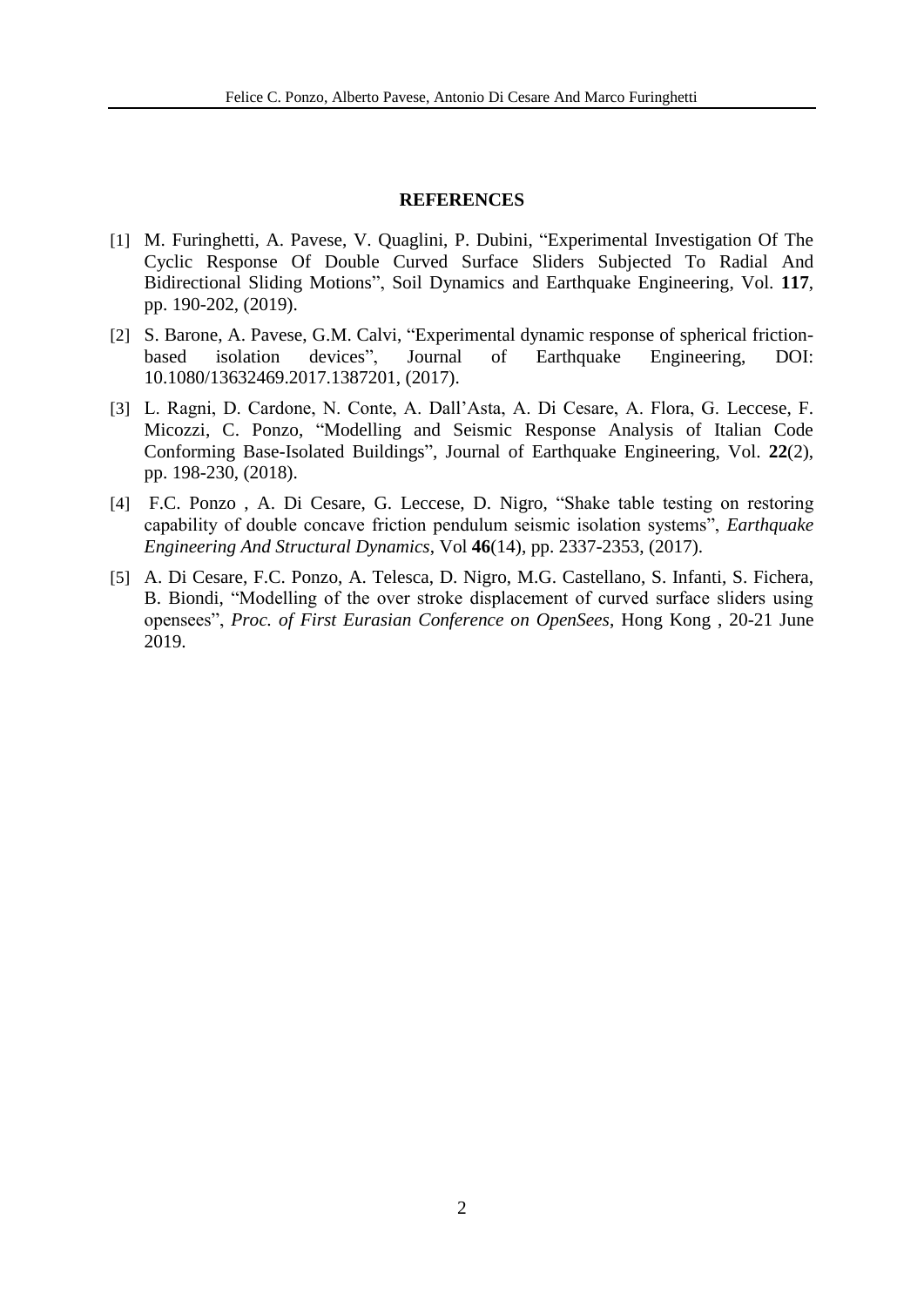## REFERENCES

[1] M. Furinghetti, A. Pavese, V. Quaglini, P. Dubini, "Experimental Investigation Of The Cyclic Response Of Double Curved Surface Sliders Subjected To Radial And Bidirectional Sliding Motions", Soil Dynamics and Earthquake Engineering, Vol. **117**, pp. 190-202, (2019).

[2] S. Barone, A. Pavese, G.M. Calvi, "Experimental dynamic response of spherical friction-based isolation devices", Journal of Earthquake Engineering, DOI: 10.1080/13632469.2017.1387201, (2017).

[3] L. Ragni, D. Cardone, N. Conte, A. Dall'Asta, A. Di Cesare, A. Flora, G. Leccese, F. Micozzi, C. Ponzo, "Modelling and Seismic Response Analysis of Italian Code Conforming Base-Isolated Buildings", Journal of Earthquake Engineering, Vol. **22**(2), pp. 198-230, (2018).

[4] F.C. Ponzo , A. Di Cesare, G. Leccese, D. Nigro, "Shake table testing on restoring capability of double concave friction pendulum seismic isolation systems", *Earthquake Engineering And Structural Dynamics*, Vol **46**(14), pp. 2337-2353, (2017).

[5] A. Di Cesare, F.C. Ponzo, A. Telesca, D. Nigro, M.G. Castellano, S. Infanti, S. Fichera, B. Biondi, "Modelling of the over stroke displacement of curved surface sliders using opensees", *Proc. of First Eurasian Conference on OpenSees*, Hong Kong , 20-21 June 2019.